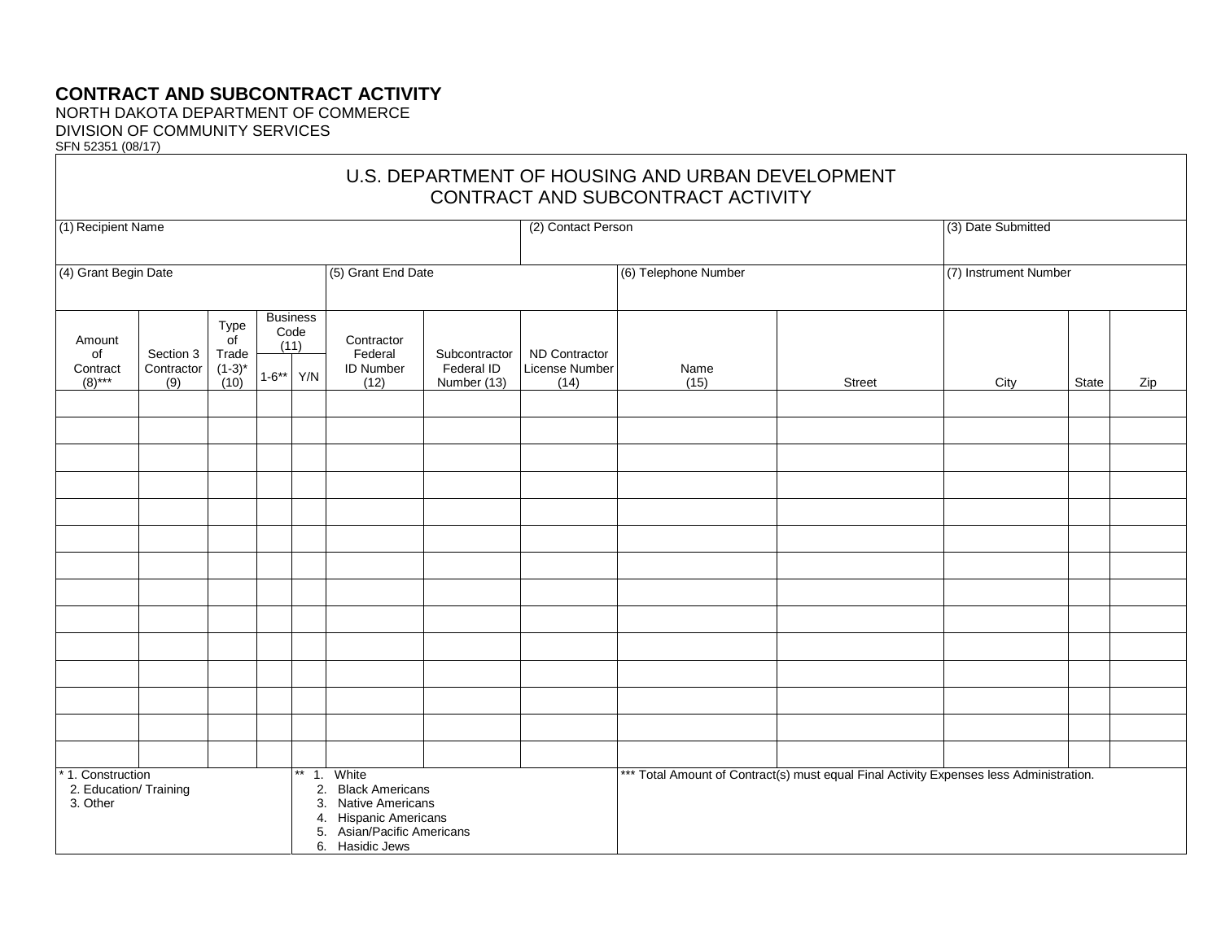# CONTRACT AND SUBCONTRACT ACTIVITY

NORTH DAKOTA DEPARTMENT OF COMMERCE
DIVISION OF COMMUNITY SERVICES
SFN 52351 (08/17)

## U.S. DEPARTMENT OF HOUSING AND URBAN DEVELOPMENT
## CONTRACT AND SUBCONTRACT ACTIVITY

| (1) Recipient Name | (2) Contact Person | (3) Date Submitted |
|---|---|---|
| | | |

| (4) Grant Begin Date | (5) Grant End Date | (6) Telephone Number | (7) Instrument Number |
|---|---|---|---|
| | | | |

| Amount of Contract (8)*** | Section 3 Contractor (9) | Type of Trade (1-3)* (10) | Business Code (11) | | Contractor Federal ID Number (12) | Subcontractor Federal ID Number (13) | ND Contractor License Number (14) | Name (15) | Street | City | State | Zip |
|---|---|---|---|---|---|---|---|---|---|---|---|---|
| | | | 1-6** | Y/N | | | | | | | | |
| | | | | | | | | | | | | |
| | | | | | | | | | | | | |
| | | | | | | | | | | | | |
| | | | | | | | | | | | | |
| | | | | | | | | | | | | |
| | | | | | | | | | | | | |
| | | | | | | | | | | | | |
| | | | | | | | | | | | | |
| | | | | | | | | | | | | |
| | | | | | | | | | | | | |
| | | | | | | | | | | | | |
| | | | | | | | | | | | | |
| | | | | | | | | | | | | |
| | | | | | | | | | | | | |

\* 1. Construction
  2. Education/ Training
  3. Other

\** 1. White
  2. Black Americans
  3. Native Americans
  4. Hispanic Americans
  5. Asian/Pacific Americans
  6. Hasidic Jews

\*** Total Amount of Contract(s) must equal Final Activity Expenses less Administration.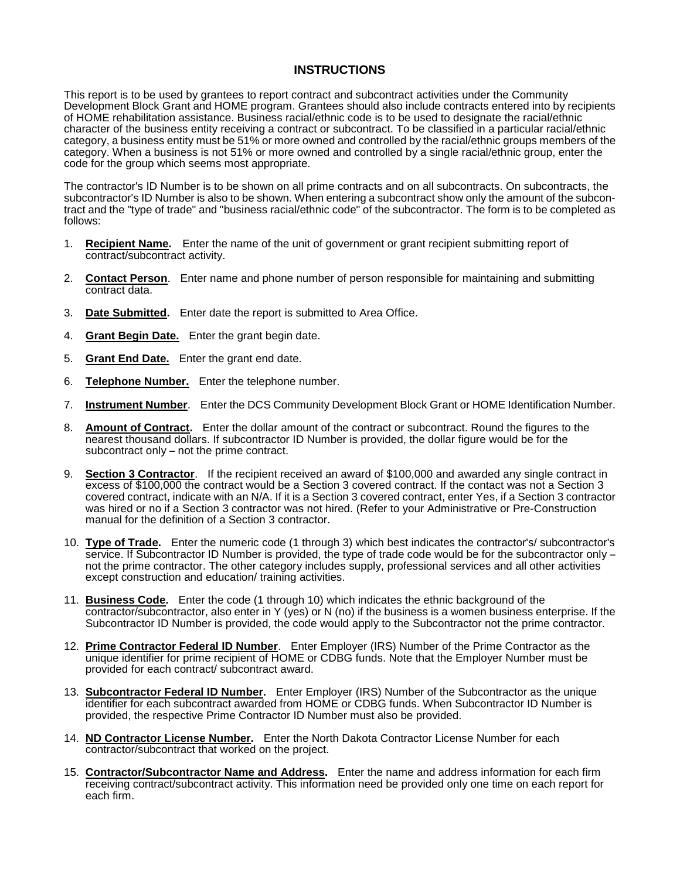## INSTRUCTIONS

This report is to be used by grantees to report contract and subcontract activities under the Community Development Block Grant and HOME program. Grantees should also include contracts entered into by recipients of HOME rehabilitation assistance. Business racial/ethnic code is to be used to designate the racial/ethnic character of the business entity receiving a contract or subcontract. To be classified in a particular racial/ethnic category, a business entity must be 51% or more owned and controlled by the racial/ethnic groups members of the category. When a business is not 51% or more owned and controlled by a single racial/ethnic group, enter the code for the group which seems most appropriate.

The contractor's ID Number is to be shown on all prime contracts and on all subcontracts. On subcontracts, the subcontractor's ID Number is also to be shown. When entering a subcontract show only the amount of the subcontract and the "type of trade" and "business racial/ethnic code" of the subcontractor. The form is to be completed as follows:

1. **Recipient Name.** Enter the name of the unit of government or grant recipient submitting report of contract/subcontract activity.
2. **Contact Person**. Enter name and phone number of person responsible for maintaining and submitting contract data.
3. **Date Submitted.** Enter date the report is submitted to Area Office.
4. **Grant Begin Date.** Enter the grant begin date.
5. **Grant End Date.** Enter the grant end date.
6. **Telephone Number.** Enter the telephone number.
7. **Instrument Number**. Enter the DCS Community Development Block Grant or HOME Identification Number.
8. **Amount of Contract.** Enter the dollar amount of the contract or subcontract. Round the figures to the nearest thousand dollars. If subcontractor ID Number is provided, the dollar figure would be for the subcontract only – not the prime contract.
9. **Section 3 Contractor**. If the recipient received an award of $100,000 and awarded any single contract in excess of $100,000 the contract would be a Section 3 covered contract. If the contact was not a Section 3 covered contract, indicate with an N/A. If it is a Section 3 covered contract, enter Yes, if a Section 3 contractor was hired or no if a Section 3 contractor was not hired. (Refer to your Administrative or Pre-Construction manual for the definition of a Section 3 contractor.
10. **Type of Trade.** Enter the numeric code (1 through 3) which best indicates the contractor's/ subcontractor's service. If Subcontractor ID Number is provided, the type of trade code would be for the subcontractor only – not the prime contractor. The other category includes supply, professional services and all other activities except construction and education/ training activities.
11. **Business Code.** Enter the code (1 through 10) which indicates the ethnic background of the contractor/subcontractor, also enter in Y (yes) or N (no) if the business is a women business enterprise. If the Subcontractor ID Number is provided, the code would apply to the Subcontractor not the prime contractor.
12. **Prime Contractor Federal ID Number**. Enter Employer (IRS) Number of the Prime Contractor as the unique identifier for prime recipient of HOME or CDBG funds. Note that the Employer Number must be provided for each contract/ subcontract award.
13. **Subcontractor Federal ID Number.** Enter Employer (IRS) Number of the Subcontractor as the unique identifier for each subcontract awarded from HOME or CDBG funds. When Subcontractor ID Number is provided, the respective Prime Contractor ID Number must also be provided.
14. **ND Contractor License Number.** Enter the North Dakota Contractor License Number for each contractor/subcontract that worked on the project.
15. **Contractor/Subcontractor Name and Address.** Enter the name and address information for each firm receiving contract/subcontract activity. This information need be provided only one time on each report for each firm.